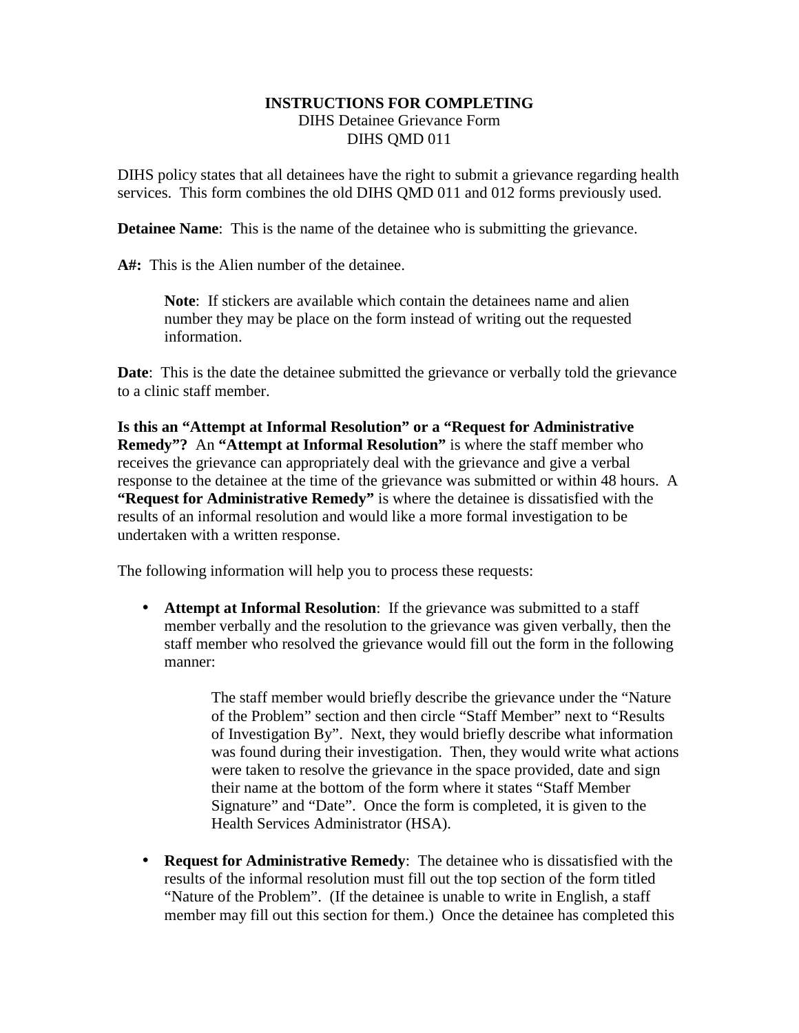**INSTRUCTIONS FOR COMPLETING**
DIHS Detainee Grievance Form
DIHS QMD 011

DIHS policy states that all detainees have the right to submit a grievance regarding health services. This form combines the old DIHS QMD 011 and 012 forms previously used.

**Detainee Name**: This is the name of the detainee who is submitting the grievance.

**A#:** This is the Alien number of the detainee.

> **Note**: If stickers are available which contain the detainees name and alien number they may be place on the form instead of writing out the requested information.

**Date**: This is the date the detainee submitted the grievance or verbally told the grievance to a clinic staff member.

**Is this an "Attempt at Informal Resolution" or a "Request for Administrative Remedy"?** An **"Attempt at Informal Resolution"** is where the staff member who receives the grievance can appropriately deal with the grievance and give a verbal response to the detainee at the time of the grievance was submitted or within 48 hours. A **"Request for Administrative Remedy"** is where the detainee is dissatisfied with the results of an informal resolution and would like a more formal investigation to be undertaken with a written response.

The following information will help you to process these requests:

- **Attempt at Informal Resolution**: If the grievance was submitted to a staff member verbally and the resolution to the grievance was given verbally, then the staff member who resolved the grievance would fill out the form in the following manner:

  > The staff member would briefly describe the grievance under the "Nature of the Problem" section and then circle "Staff Member" next to "Results of Investigation By". Next, they would briefly describe what information was found during their investigation. Then, they would write what actions were taken to resolve the grievance in the space provided, date and sign their name at the bottom of the form where it states "Staff Member Signature" and "Date". Once the form is completed, it is given to the Health Services Administrator (HSA).

- **Request for Administrative Remedy**: The detainee who is dissatisfied with the results of the informal resolution must fill out the top section of the form titled "Nature of the Problem". (If the detainee is unable to write in English, a staff member may fill out this section for them.) Once the detainee has completed this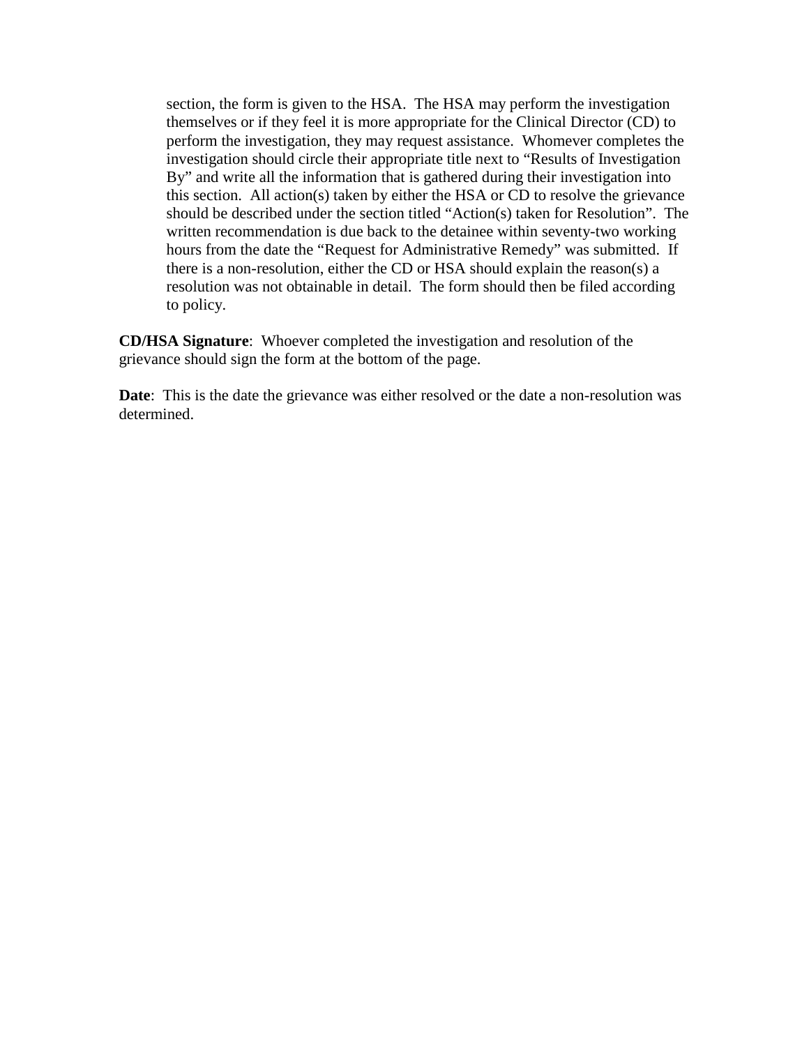section, the form is given to the HSA. The HSA may perform the investigation themselves or if they feel it is more appropriate for the Clinical Director (CD) to perform the investigation, they may request assistance. Whomever completes the investigation should circle their appropriate title next to "Results of Investigation By" and write all the information that is gathered during their investigation into this section. All action(s) taken by either the HSA or CD to resolve the grievance should be described under the section titled "Action(s) taken for Resolution". The written recommendation is due back to the detainee within seventy-two working hours from the date the "Request for Administrative Remedy" was submitted. If there is a non-resolution, either the CD or HSA should explain the reason(s) a resolution was not obtainable in detail. The form should then be filed according to policy.

**CD/HSA Signature**: Whoever completed the investigation and resolution of the grievance should sign the form at the bottom of the page.

**Date**: This is the date the grievance was either resolved or the date a non-resolution was determined.